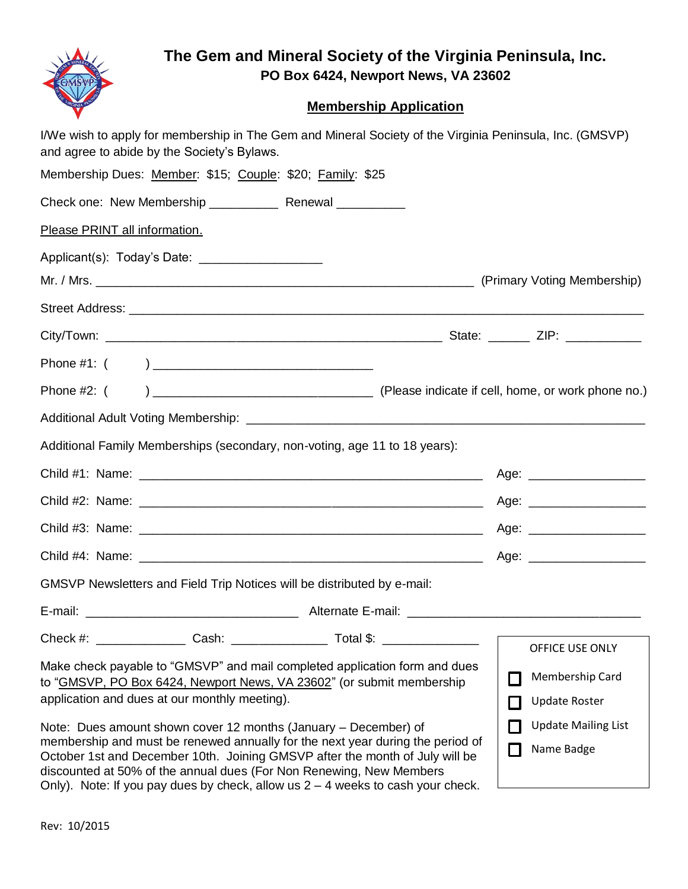# The Gem and Mineral Society of the Virginia Peninsula, Inc.

**PO Box 6424, Newport News, VA 23602**

## Membership Application

I/We wish to apply for membership in The Gem and Mineral Society of the Virginia Peninsula, Inc. (GMSVP) and agree to abide by the Society's Bylaws.

Membership Dues: Member: $15; Couple: $20; Family: $25

Check one: New Membership __________ Renewal __________

Please PRINT all information.

Applicant(s): Today's Date: _________________

Mr. / Mrs. ________________________________________________________ (Primary Voting Membership)

Street Address: ____________________________________________________________________________

City/Town: __________________________________________________ State: ______ ZIP: ___________

Phone #1: (        ) ________________________________

Phone #2: (        ) ________________________________ (Please indicate if cell, home, or work phone no.)

Additional Adult Voting Membership: ___________________________________________________________

Additional Family Memberships (secondary, non-voting, age 11 to 18 years):

Child #1: Name: ___________________________________________________ Age: _________________

Child #2: Name: ___________________________________________________ Age: _________________

Child #3: Name: ___________________________________________________ Age: _________________

Child #4: Name: ___________________________________________________ Age: _________________

GMSVP Newsletters and Field Trip Notices will be distributed by e-mail:

E-mail: _______________________________ Alternate E-mail: ___________________________________

Check #: _____________ Cash: ______________ Total $: ______________

Make check payable to "GMSVP" and mail completed application form and dues to "GMSVP, PO Box 6424, Newport News, VA 23602" (or submit membership application and dues at our monthly meeting).

Note: Dues amount shown cover 12 months (January – December) of membership and must be renewed annually for the next year during the period of October 1st and December 10th. Joining GMSVP after the month of July will be discounted at 50% of the annual dues (For Non Renewing, New Members Only). Note: If you pay dues by check, allow us 2 – 4 weeks to cash your check.

OFFICE USE ONLY

- ☐ Membership Card
- ☐ Update Roster
- ☐ Update Mailing List
- ☐ Name Badge

Rev: 10/2015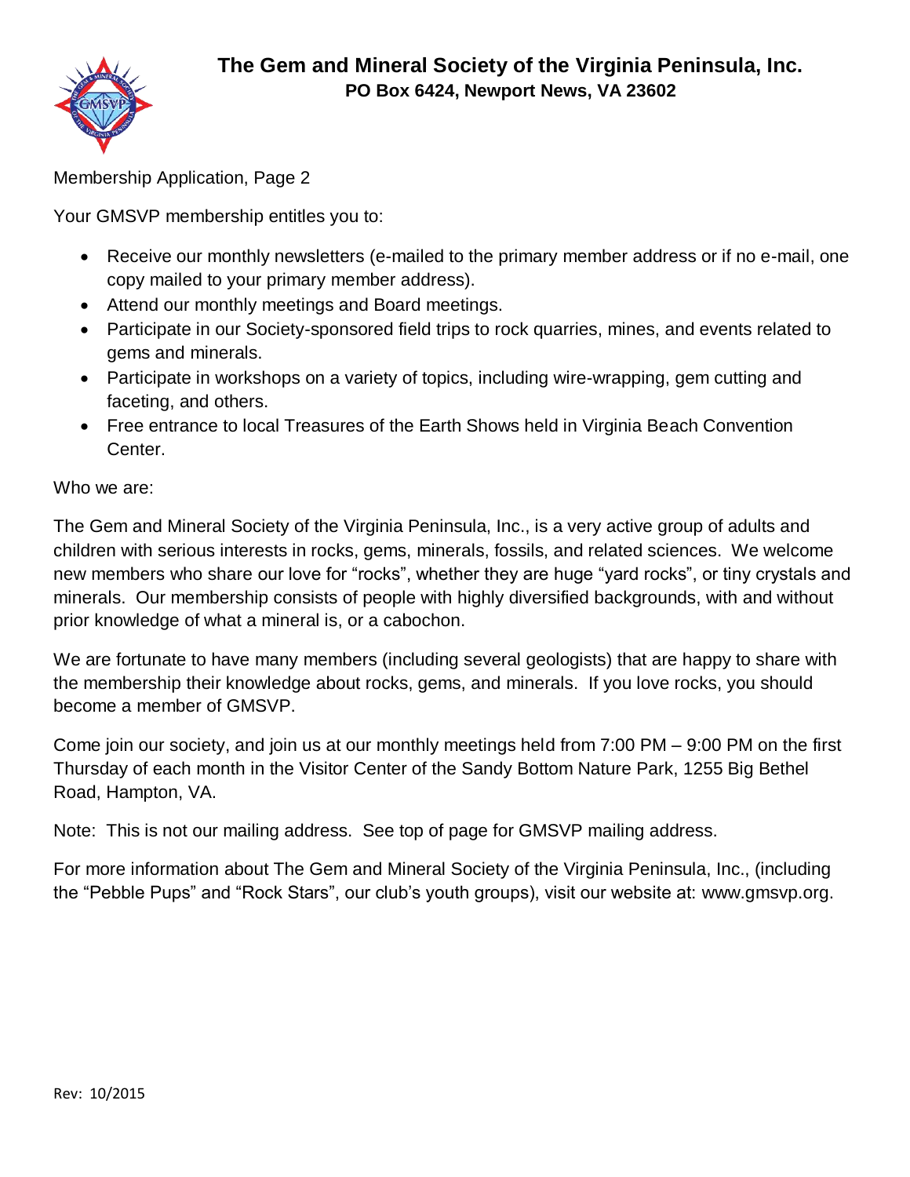# The Gem and Mineral Society of the Virginia Peninsula, Inc.

**PO Box 6424, Newport News, VA 23602**

Membership Application, Page 2

Your GMSVP membership entitles you to:

- Receive our monthly newsletters (e-mailed to the primary member address or if no e-mail, one copy mailed to your primary member address).
- Attend our monthly meetings and Board meetings.
- Participate in our Society-sponsored field trips to rock quarries, mines, and events related to gems and minerals.
- Participate in workshops on a variety of topics, including wire-wrapping, gem cutting and faceting, and others.
- Free entrance to local Treasures of the Earth Shows held in Virginia Beach Convention Center.

Who we are:

The Gem and Mineral Society of the Virginia Peninsula, Inc., is a very active group of adults and children with serious interests in rocks, gems, minerals, fossils, and related sciences. We welcome new members who share our love for "rocks", whether they are huge "yard rocks", or tiny crystals and minerals. Our membership consists of people with highly diversified backgrounds, with and without prior knowledge of what a mineral is, or a cabochon.

We are fortunate to have many members (including several geologists) that are happy to share with the membership their knowledge about rocks, gems, and minerals. If you love rocks, you should become a member of GMSVP.

Come join our society, and join us at our monthly meetings held from 7:00 PM – 9:00 PM on the first Thursday of each month in the Visitor Center of the Sandy Bottom Nature Park, 1255 Big Bethel Road, Hampton, VA.

Note: This is not our mailing address. See top of page for GMSVP mailing address.

For more information about The Gem and Mineral Society of the Virginia Peninsula, Inc., (including the "Pebble Pups" and "Rock Stars", our club's youth groups), visit our website at: www.gmsvp.org.

Rev: 10/2015